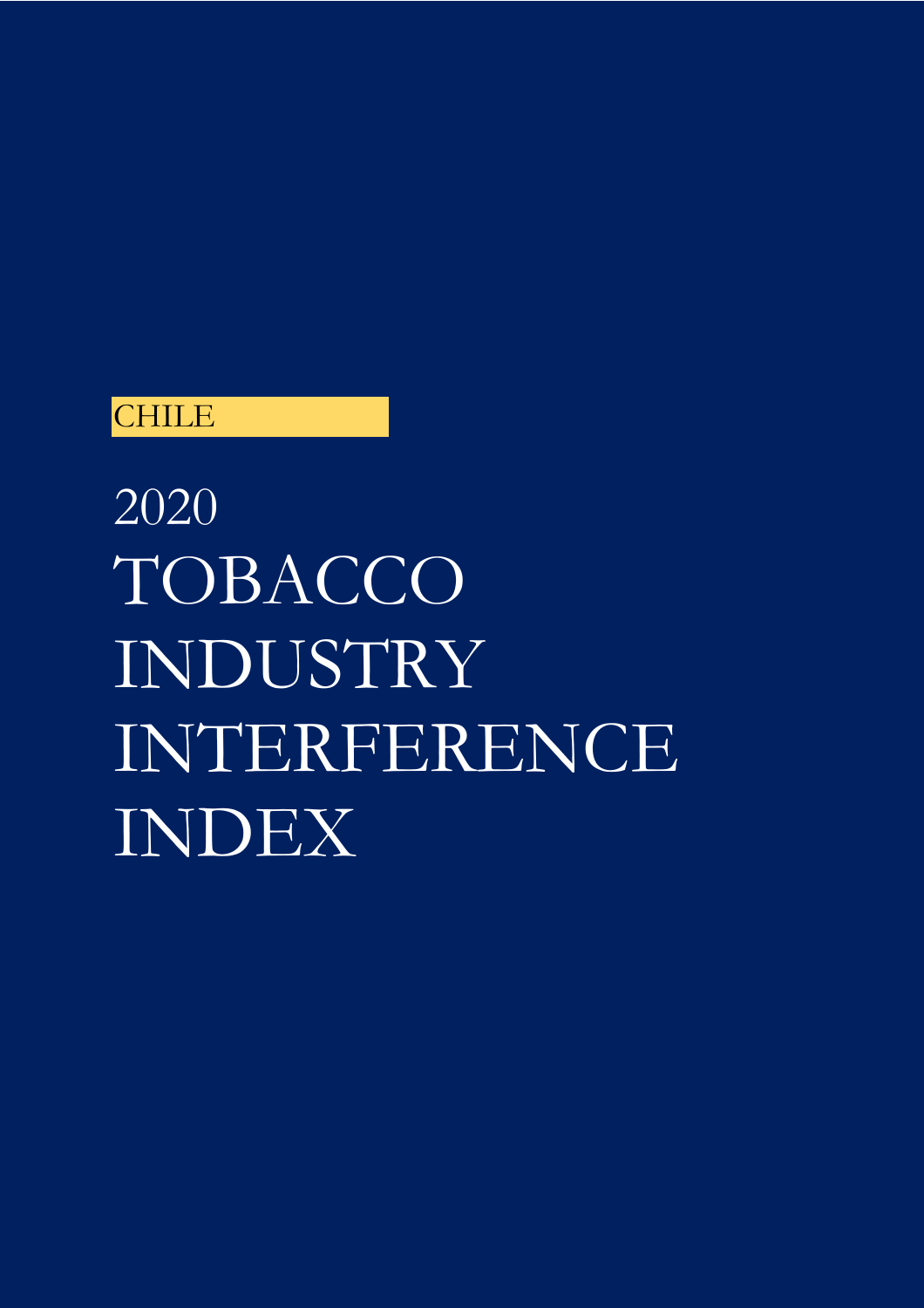CHILE

# 2020 TOBACCO INDUSTRY INTERFERENCE INDEX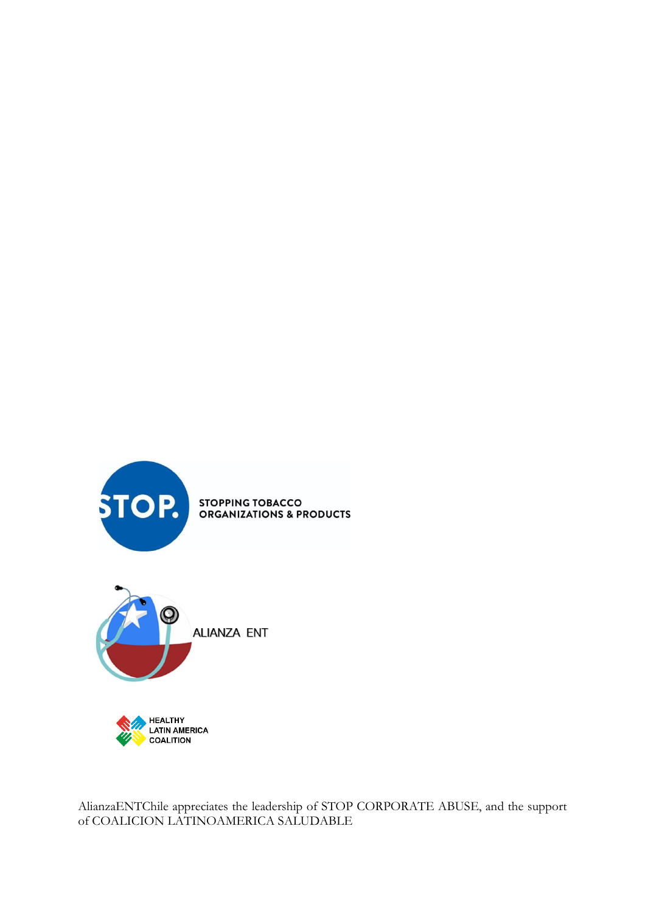STOP. STOPPING TOBACCO ORGANIZATIONS & PRODUCTS

ALIANZA ENT

HEALTHY LATIN AMERICA COALITION

AlianzaENTChile appreciates the leadership of STOP CORPORATE ABUSE, and the support of COALICION LATINOAMERICA SALUDABLE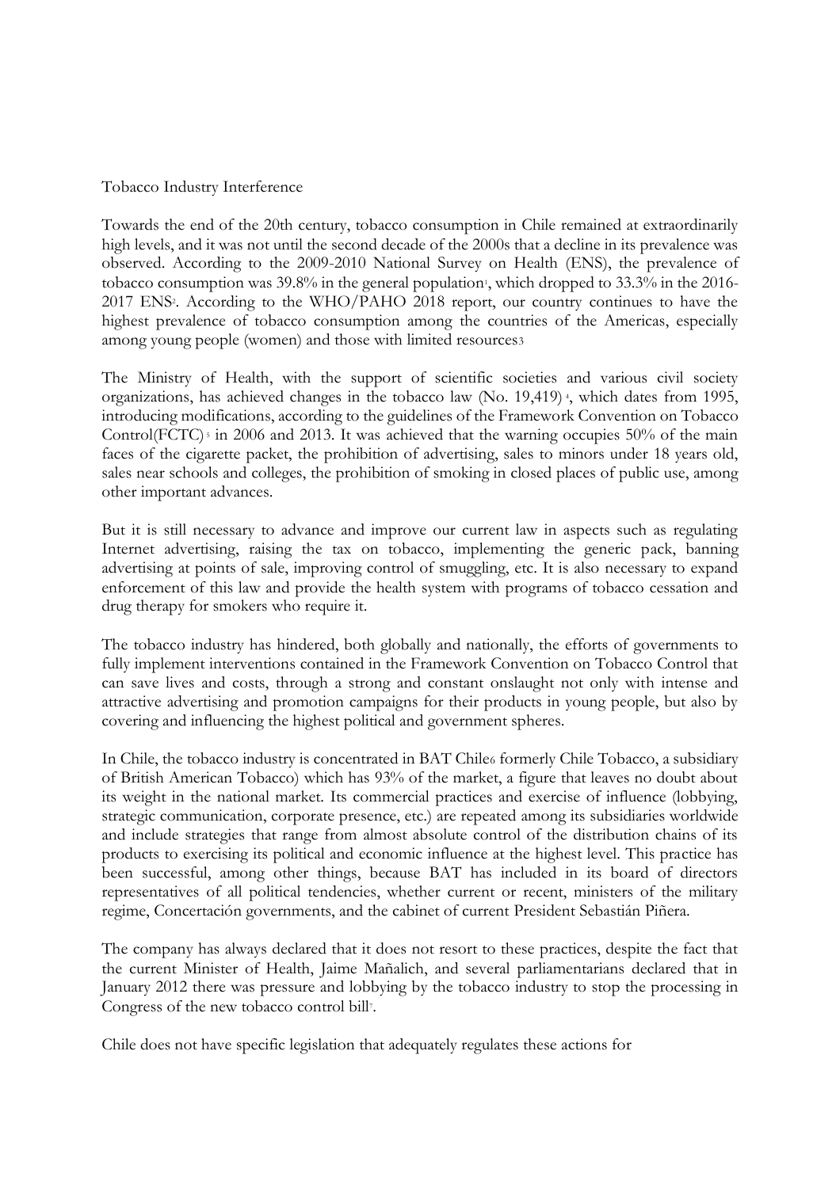Tobacco Industry Interference

Towards the end of the 20th century, tobacco consumption in Chile remained at extraordinarily high levels, and it was not until the second decade of the 2000s that a decline in its prevalence was observed. According to the 2009-2010 National Survey on Health (ENS), the prevalence of tobacco consumption was 39.8% in the general population[1], which dropped to 33.3% in the 2016-2017 ENS[2]. According to the WHO/PAHO 2018 report, our country continues to have the highest prevalence of tobacco consumption among the countries of the Americas, especially among young people (women) and those with limited resources[3]

The Ministry of Health, with the support of scientific societies and various civil society organizations, has achieved changes in the tobacco law (No. 19,419)[4], which dates from 1995, introducing modifications, according to the guidelines of the Framework Convention on Tobacco Control(FCTC)[5] in 2006 and 2013. It was achieved that the warning occupies 50% of the main faces of the cigarette packet, the prohibition of advertising, sales to minors under 18 years old, sales near schools and colleges, the prohibition of smoking in closed places of public use, among other important advances.

But it is still necessary to advance and improve our current law in aspects such as regulating Internet advertising, raising the tax on tobacco, implementing the generic pack, banning advertising at points of sale, improving control of smuggling, etc. It is also necessary to expand enforcement of this law and provide the health system with programs of tobacco cessation and drug therapy for smokers who require it.

The tobacco industry has hindered, both globally and nationally, the efforts of governments to fully implement interventions contained in the Framework Convention on Tobacco Control that can save lives and costs, through a strong and constant onslaught not only with intense and attractive advertising and promotion campaigns for their products in young people, but also by covering and influencing the highest political and government spheres.

In Chile, the tobacco industry is concentrated in BAT Chile[6] formerly Chile Tobacco, a subsidiary of British American Tobacco) which has 93% of the market, a figure that leaves no doubt about its weight in the national market. Its commercial practices and exercise of influence (lobbying, strategic communication, corporate presence, etc.) are repeated among its subsidiaries worldwide and include strategies that range from almost absolute control of the distribution chains of its products to exercising its political and economic influence at the highest level. This practice has been successful, among other things, because BAT has included in its board of directors representatives of all political tendencies, whether current or recent, ministers of the military regime, Concertación governments, and the cabinet of current President Sebastián Piñera.

The company has always declared that it does not resort to these practices, despite the fact that the current Minister of Health, Jaime Mañalich, and several parliamentarians declared that in January 2012 there was pressure and lobbying by the tobacco industry to stop the processing in Congress of the new tobacco control bill[7].

Chile does not have specific legislation that adequately regulates these actions for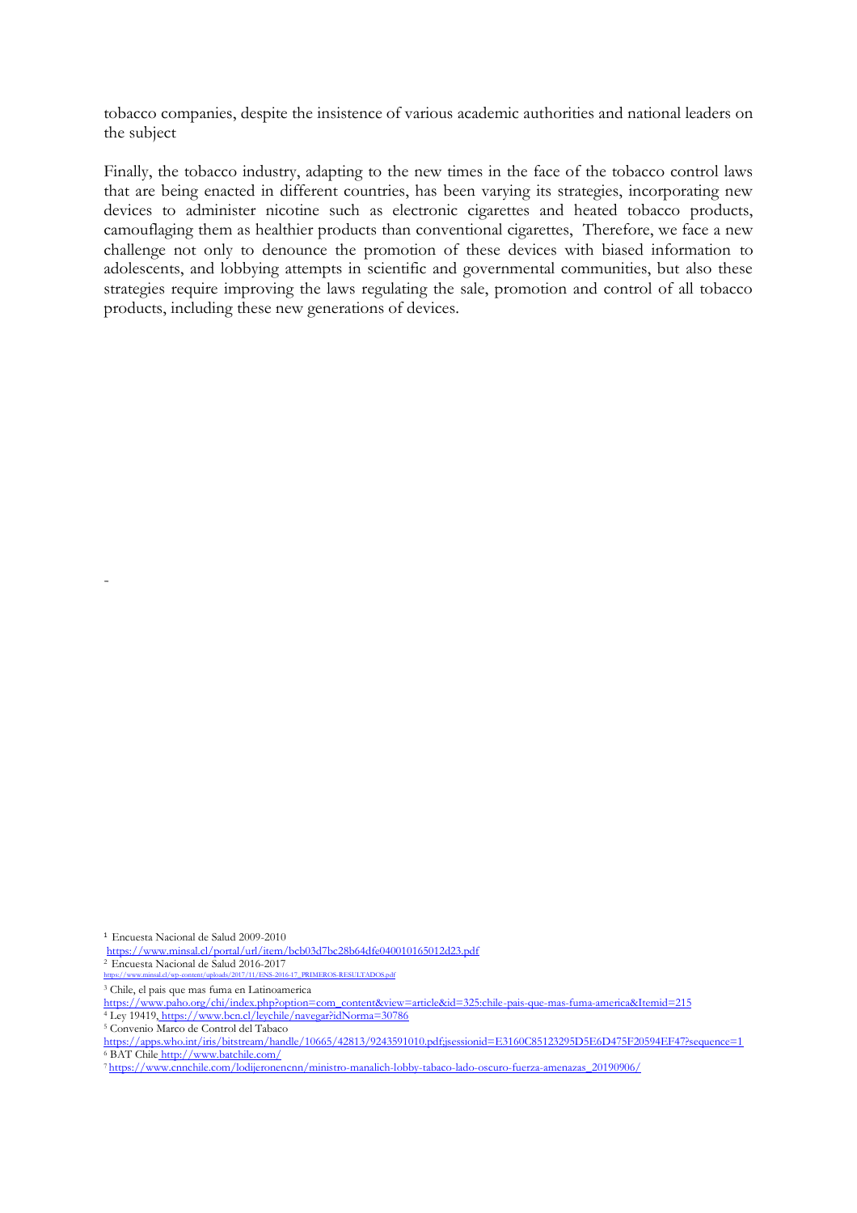tobacco companies, despite the insistence of various academic authorities and national leaders on the subject

Finally, the tobacco industry, adapting to the new times in the face of the tobacco control laws that are being enacted in different countries, has been varying its strategies, incorporating new devices to administer nicotine such as electronic cigarettes and heated tobacco products, camouflaging them as healthier products than conventional cigarettes, Therefore, we face a new challenge not only to denounce the promotion of these devices with biased information to adolescents, and lobbying attempts in scientific and governmental communities, but also these strategies require improving the laws regulating the sale, promotion and control of all tobacco products, including these new generations of devices.

-

[1] Encuesta Nacional de Salud 2009-2010
https://www.minsal.cl/portal/url/item/bcb03d7bc28b64dfe040010165012d23.pdf

[2] Encuesta Nacional de Salud 2016-2017
https://www.minsal.cl/wp-content/uploads/2017/11/ENS-2016-17_PRIMEROS-RESULTADOS.pdf

[3] Chile, el pais que mas fuma en Latinoamerica
https://www.paho.org/chi/index.php?option=com_content&view=article&id=325:chile-pais-que-mas-fuma-america&Itemid=215

[4] Ley 19419, https://www.bcn.cl/leychile/navegar?idNorma=30786

[5] Convenio Marco de Control del Tabaco
https://apps.who.int/iris/bitstream/handle/10665/42813/9243591010.pdf;jsessionid=E3160C85123295D5E6D475F20594EF47?sequence=1

[6] BAT Chile http://www.batchile.com/

[7] https://www.cnnchile.com/lodijeronencnn/ministro-manalich-lobby-tabaco-lado-oscuro-fuerza-amenazas_20190906/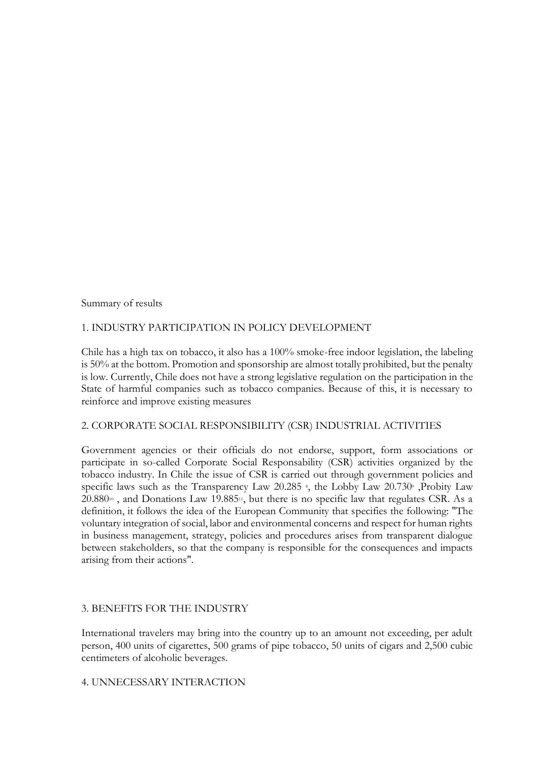Summary of results

## 1. INDUSTRY PARTICIPATION IN POLICY DEVELOPMENT

Chile has a high tax on tobacco, it also has a 100% smoke-free indoor legislation, the labeling is 50% at the bottom. Promotion and sponsorship are almost totally prohibited, but the penalty is low. Currently, Chile does not have a strong legislative regulation on the participation in the State of harmful companies such as tobacco companies. Because of this, it is necessary to reinforce and improve existing measures

## 2. CORPORATE SOCIAL RESPONSIBILITY (CSR) INDUSTRIAL ACTIVITIES

Government agencies or their officials do not endorse, support, form associations or participate in so-called Corporate Social Responsability (CSR) activities organized by the tobacco industry. In Chile the issue of CSR is carried out through government policies and specific laws such as the Transparency Law 20.285 [8], the Lobby Law 20.730[9] ,Probity Law 20.880[10] , and Donations Law 19.885[11], but there is no specific law that regulates CSR. As a definition, it follows the idea of the European Community that specifies the following: "The voluntary integration of social, labor and environmental concerns and respect for human rights in business management, strategy, policies and procedures arises from transparent dialogue between stakeholders, so that the company is responsible for the consequences and impacts arising from their actions".

## 3. BENEFITS FOR THE INDUSTRY

International travelers may bring into the country up to an amount not exceeding, per adult person, 400 units of cigarettes, 500 grams of pipe tobacco, 50 units of cigars and 2,500 cubic centimeters of alcoholic beverages.

## 4. UNNECESSARY INTERACTION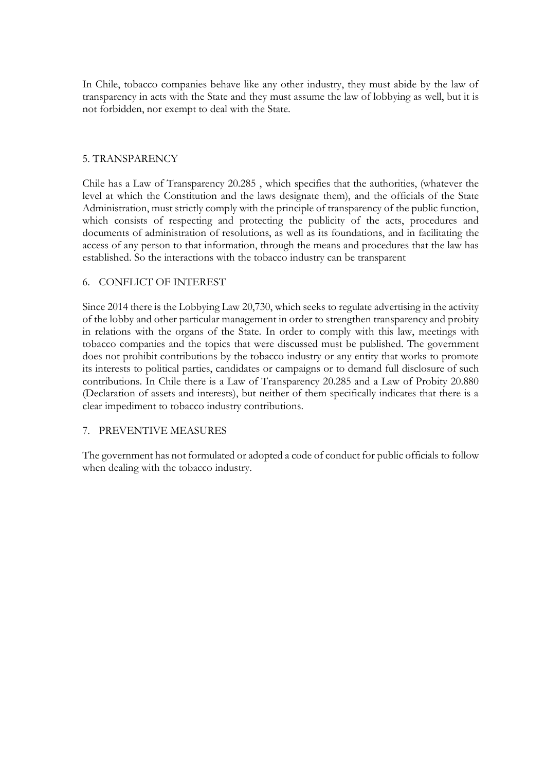In Chile, tobacco companies behave like any other industry, they must abide by the law of transparency in acts with the State and they must assume the law of lobbying as well, but it is not forbidden, nor exempt to deal with the State.

## 5. TRANSPARENCY

Chile has a Law of Transparency 20.285 , which specifies that the authorities, (whatever the level at which the Constitution and the laws designate them), and the officials of the State Administration, must strictly comply with the principle of transparency of the public function, which consists of respecting and protecting the publicity of the acts, procedures and documents of administration of resolutions, as well as its foundations, and in facilitating the access of any person to that information, through the means and procedures that the law has established. So the interactions with the tobacco industry can be transparent

## 6. CONFLICT OF INTEREST

Since 2014 there is the Lobbying Law 20,730, which seeks to regulate advertising in the activity of the lobby and other particular management in order to strengthen transparency and probity in relations with the organs of the State. In order to comply with this law, meetings with tobacco companies and the topics that were discussed must be published. The government does not prohibit contributions by the tobacco industry or any entity that works to promote its interests to political parties, candidates or campaigns or to demand full disclosure of such contributions. In Chile there is a Law of Transparency 20.285 and a Law of Probity 20.880 (Declaration of assets and interests), but neither of them specifically indicates that there is a clear impediment to tobacco industry contributions.

## 7. PREVENTIVE MEASURES

The government has not formulated or adopted a code of conduct for public officials to follow when dealing with the tobacco industry.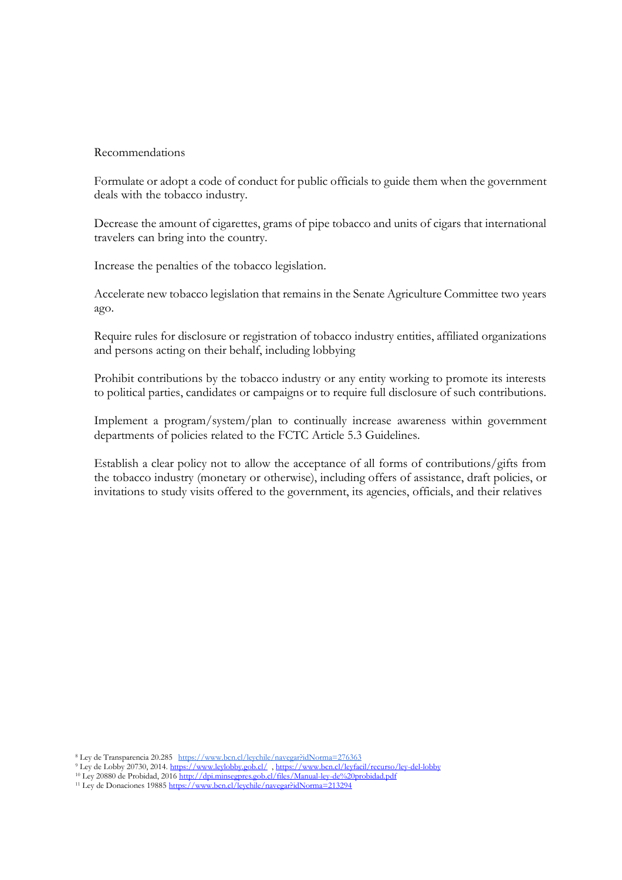Recommendations

Formulate or adopt a code of conduct for public officials to guide them when the government deals with the tobacco industry.

Decrease the amount of cigarettes, grams of pipe tobacco and units of cigars that international travelers can bring into the country.

Increase the penalties of the tobacco legislation.

Accelerate new tobacco legislation that remains in the Senate Agriculture Committee two years ago.

Require rules for disclosure or registration of tobacco industry entities, affiliated organizations and persons acting on their behalf, including lobbying

Prohibit contributions by the tobacco industry or any entity working to promote its interests to political parties, candidates or campaigns or to require full disclosure of such contributions.

Implement a program/system/plan to continually increase awareness within government departments of policies related to the FCTC Article 5.3 Guidelines.

Establish a clear policy not to allow the acceptance of all forms of contributions/gifts from the tobacco industry (monetary or otherwise), including offers of assistance, draft policies, or invitations to study visits offered to the government, its agencies, officials, and their relatives

[8] Ley de Transparencia 20.285 https://www.bcn.cl/leychile/navegar?idNorma=276363

[9] Ley de Lobby 20730, 2014. https://www.leylobby.gob.cl/ , https://www.bcn.cl/leyfacil/recurso/ley-del-lobby

[10] Ley 20880 de Probidad, 2016 http://dpi.minsegpres.gob.cl/files/Manual-ley-de%20probidad.pdf

[11] Ley de Donaciones 19885 https://www.bcn.cl/leychile/navegar?idNorma=213294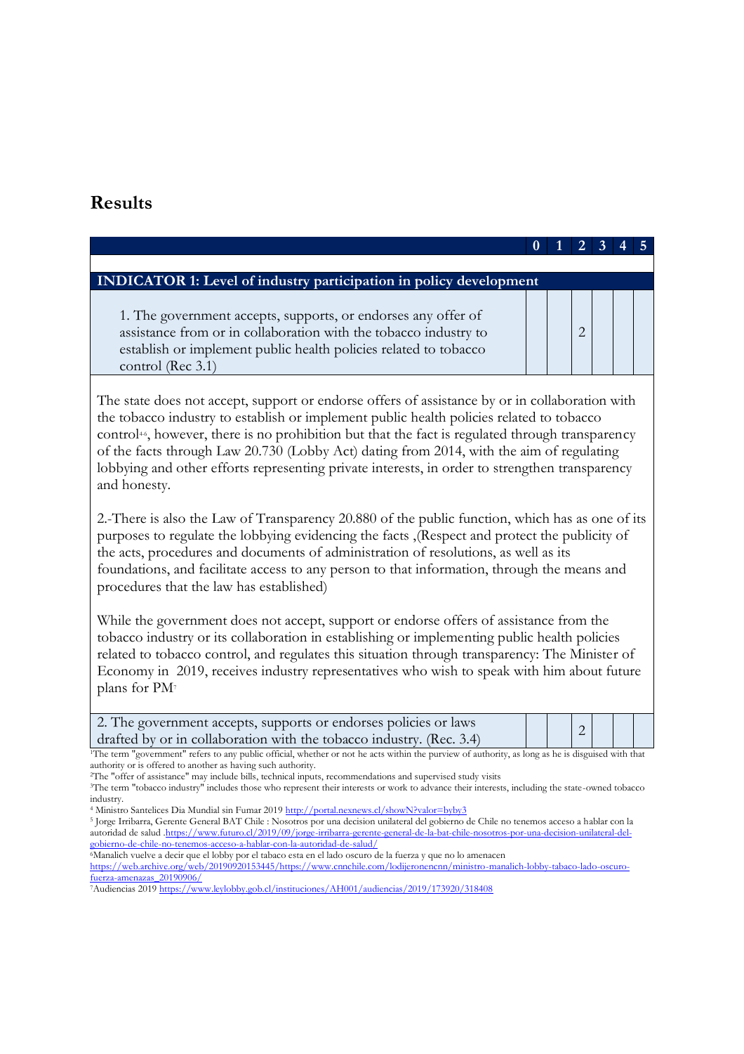## Results

| | 0 | 1 | 2 | 3 | 4 | 5 |
|---|---|---|---|---|---|---|
| **INDICATOR 1: Level of industry participation in policy development** | | | | | | |
| 1. The government accepts, supports, or endorses any offer of assistance from or in collaboration with the tobacco industry to establish or implement public health policies related to tobacco control (Rec 3.1) | | | 2 | | | |

The state does not accept, support or endorse offers of assistance by or in collaboration with the tobacco industry to establish or implement public health policies related to tobacco control[4-6], however, there is no prohibition but that the fact is regulated through transparency of the facts through Law 20.730 (Lobby Act) dating from 2014, with the aim of regulating lobbying and other efforts representing private interests, in order to strengthen transparency and honesty.

2.-There is also the Law of Transparency 20.880 of the public function, which has as one of its purposes to regulate the lobbying evidencing the facts ,(Respect and protect the publicity of the acts, procedures and documents of administration of resolutions, as well as its foundations, and facilitate access to any person to that information, through the means and procedures that the law has established)

While the government does not accept, support or endorse offers of assistance from the tobacco industry or its collaboration in establishing or implementing public health policies related to tobacco control, and regulates this situation through transparency: The Minister of Economy in 2019, receives industry representatives who wish to speak with him about future plans for PM[7]

| | 0 | 1 | 2 | 3 | 4 | 5 |
|---|---|---|---|---|---|---|
| 2. The government accepts, supports or endorses policies or laws drafted by or in collaboration with the tobacco industry. (Rec. 3.4) | | | 2 | | | |

[1]The term "government" refers to any public official, whether or not he acts within the purview of authority, as long as he is disguised with that authority or is offered to another as having such authority.

[2]The "offer of assistance" may include bills, technical inputs, recommendations and supervised study visits

[3]The term "tobacco industry" includes those who represent their interests or work to advance their interests, including the state-owned tobacco industry.

[4] Ministro Santelices Dia Mundial sin Fumar 2019 http://portal.nexnews.cl/showN?valor=byby3

[5] Jorge Irribarra, Gerente General BAT Chile : Nosotros por una decision unilateral del gobierno de Chile no tenemos acceso a hablar con la autoridad de salud .https://www.futuro.cl/2019/09/jorge-irribarra-gerente-general-de-la-bat-chile-nosotros-por-una-decision-unilateral-del-gobierno-de-chile-no-tenemos-acceso-a-hablar-con-la-autoridad-de-salud/

[6]Manalich vuelve a decir que el lobby por el tabaco esta en el lado oscuro de la fuerza y que no lo amenacen https://web.archive.org/web/20190920153445/https://www.cnnchile.com/lodijeronencnn/ministro-manalich-lobby-tabaco-lado-oscuro-fuerza-amenazas_20190906/

[7]Audiencias 2019 https://www.leylobby.gob.cl/instituciones/AH001/audiencias/2019/173920/318408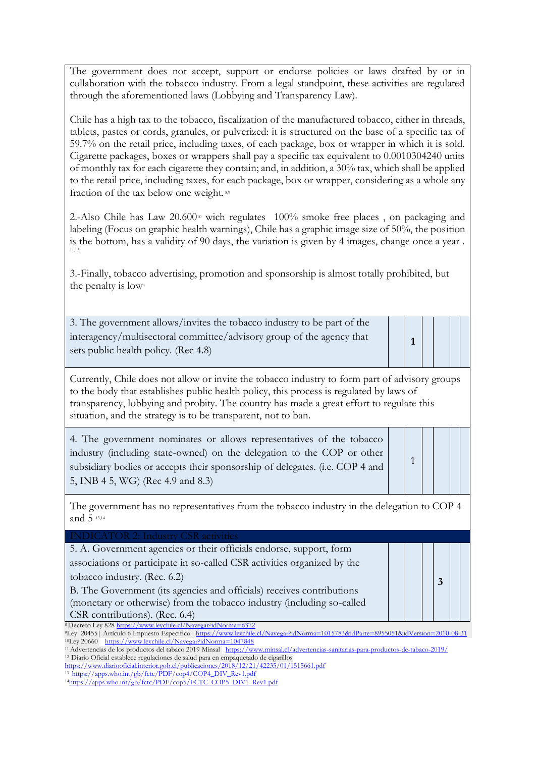The government does not accept, support or endorse policies or laws drafted by or in collaboration with the tobacco industry. From a legal standpoint, these activities are regulated through the aforementioned laws (Lobbying and Transparency Law).

Chile has a high tax to the tobacco, fiscalization of the manufactured tobacco, either in threads, tablets, pastes or cords, granules, or pulverized: it is structured on the base of a specific tax of 59.7% on the retail price, including taxes, of each package, box or wrapper in which it is sold. Cigarette packages, boxes or wrappers shall pay a specific tax equivalent to 0.0010304240 units of monthly tax for each cigarette they contain; and, in addition, a 30% tax, which shall be applied to the retail price, including taxes, for each package, box or wrapper, considering as a whole any fraction of the tax below one weight.[8,9]

2.-Also Chile has Law 20.600[10] wich regulates 100% smoke free places , on packaging and labeling (Focus on graphic health warnings), Chile has a graphic image size of 50%, the position is the bottom, has a validity of 90 days, the variation is given by 4 images, change once a year .[11,12]

3.-Finally, tobacco advertising, promotion and sponsorship is almost totally prohibited, but the penalty is low[4]

| | | | | | | |
|---|---|---|---|---|---|---|
| 3. The government allows/invites the tobacco industry to be part of the interagency/multisectoral committee/advisory group of the agency that sets public health policy. (Rec 4.8) | | **1** | | | | |

Currently, Chile does not allow or invite the tobacco industry to form part of advisory groups to the body that establishes public health policy, this process is regulated by laws of transparency, lobbying and probity. The country has made a great effort to regulate this situation, and the strategy is to be transparent, not to ban.

| | | | | | | |
|---|---|---|---|---|---|---|
| 4. The government nominates or allows representatives of the tobacco industry (including state-owned) on the delegation to the COP or other subsidiary bodies or accepts their sponsorship of delegates. (i.e. COP 4 and 5, INB 4 5, WG) (Rec 4.9 and 8.3) | | 1 | | | | |

The government has no representatives from the tobacco industry in the delegation to COP 4 and 5 [13,14]

### INDICATOR 2: Industry CSR activities

| | | | | | | |
|---|---|---|---|---|---|---|
| 5. A. Government agencies or their officials endorse, support, form associations or participate in so-called CSR activities organized by the tobacco industry. (Rec. 6.2)<br>B. The Government (its agencies and officials) receives contributions (monetary or otherwise) from the tobacco industry (including so-called CSR contributions). (Rec. 6.4) | | | | **3** | | |

[8] Decreto Ley 828 https://www.leychile.cl/Navegar?idNorma=6372
[9] Ley 20455| Artículo 6 Impuesto Especifico https://www.leychile.cl/Navegar?idNorma=1015783&idParte=8955051&idVersion=2010-08-31
[10] Ley 20660 https://www.leychile.cl/Navegar?idNorma=1047848
[11] Advertencias de los productos del tabaco 2019 Minsal https://www.minsal.cl/advertencias-sanitarias-para-productos-de-tabaco-2019/
[12] Diario Oficial establece regulaciones de salud para en empaquetado de cigarillos https://www.diariooficial.interior.gob.cl/publicaciones/2018/12/21/42235/01/1515661.pdf
[13] https://apps.who.int/gb/fctc/PDF/cop4/COP4_DIV_Rev1.pdf
[14] https://apps.who.int/gb/fctc/PDF/cop5/FCTC_COP5_DIV1_Rev1.pdf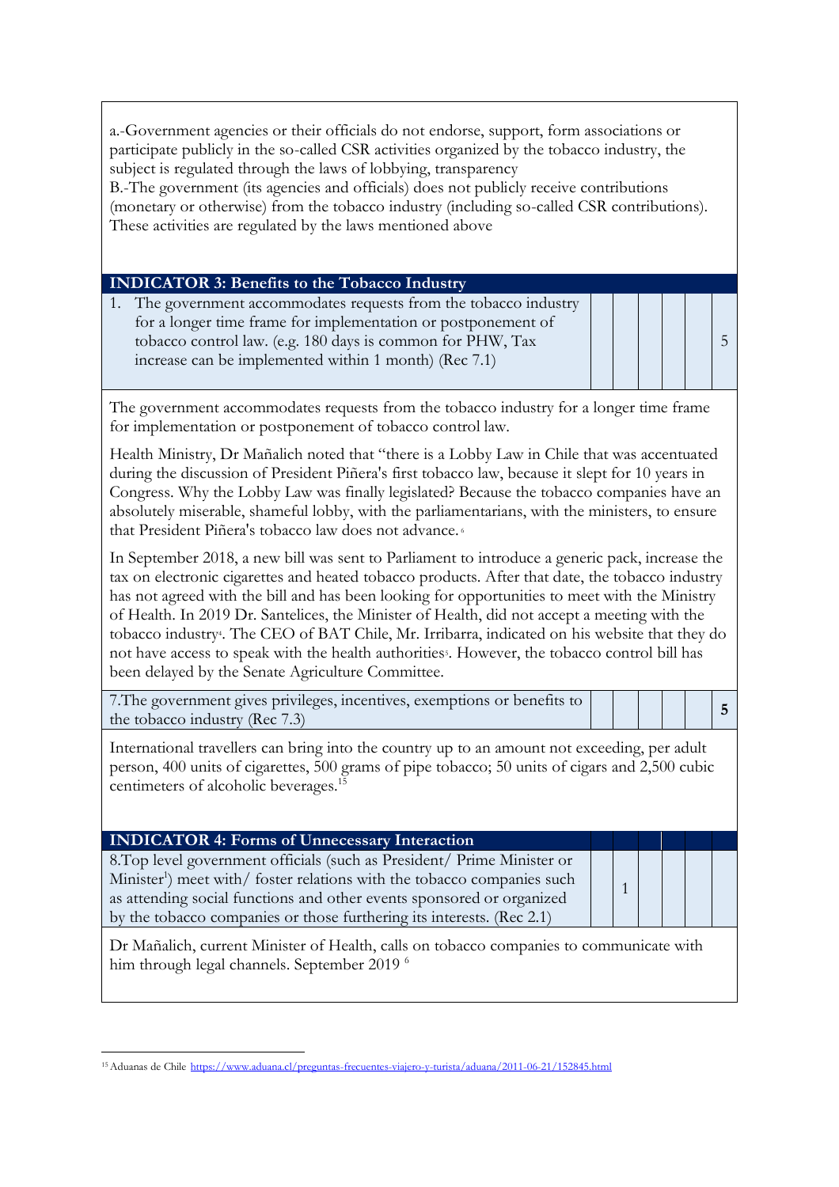a.-Government agencies or their officials do not endorse, support, form associations or participate publicly in the so-called CSR activities organized by the tobacco industry, the subject is regulated through the laws of lobbying, transparency

B.-The government (its agencies and officials) does not publicly receive contributions (monetary or otherwise) from the tobacco industry (including so-called CSR contributions). These activities are regulated by the laws mentioned above

| INDICATOR 3: Benefits to the Tobacco Industry | | | | | | |
|---|---|---|---|---|---|---|
| 1. The government accommodates requests from the tobacco industry for a longer time frame for implementation or postponement of tobacco control law. (e.g. 180 days is common for PHW, Tax increase can be implemented within 1 month) (Rec 7.1) | | | | | | 5 |

The government accommodates requests from the tobacco industry for a longer time frame for implementation or postponement of tobacco control law.

Health Ministry, Dr Mañalich noted that "there is a Lobby Law in Chile that was accentuated during the discussion of President Piñera's first tobacco law, because it slept for 10 years in Congress. Why the Lobby Law was finally legislated? Because the tobacco companies have an absolutely miserable, shameful lobby, with the parliamentarians, with the ministers, to ensure that President Piñera's tobacco law does not advance.[6]

In September 2018, a new bill was sent to Parliament to introduce a generic pack, increase the tax on electronic cigarettes and heated tobacco products. After that date, the tobacco industry has not agreed with the bill and has been looking for opportunities to meet with the Ministry of Health. In 2019 Dr. Santelices, the Minister of Health, did not accept a meeting with the tobacco industry[4]. The CEO of BAT Chile, Mr. Irribarra, indicated on his website that they do not have access to speak with the health authorities[5]. However, the tobacco control bill has been delayed by the Senate Agriculture Committee.

| | | | | | | |
|---|---|---|---|---|---|---|
| 7.The government gives privileges, incentives, exemptions or benefits to the tobacco industry (Rec 7.3) | | | | | | **5** |

International travellers can bring into the country up to an amount not exceeding, per adult person, 400 units of cigarettes, 500 grams of pipe tobacco; 50 units of cigars and 2,500 cubic centimeters of alcoholic beverages.[15]

| INDICATOR 4: Forms of Unnecessary Interaction | | | | | | |
|---|---|---|---|---|---|---|
| 8.Top level government officials (such as President/ Prime Minister or Minister[i]) meet with/ foster relations with the tobacco companies such as attending social functions and other events sponsored or organized by the tobacco companies or those furthering its interests. (Rec 2.1) | 1 | | | | | |

Dr Mañalich, current Minister of Health, calls on tobacco companies to communicate with him through legal channels. September 2019 [6]

---

[15] Aduanas de Chile https://www.aduana.cl/preguntas-frecuentes-viajero-y-turista/aduana/2011-06-21/152845.html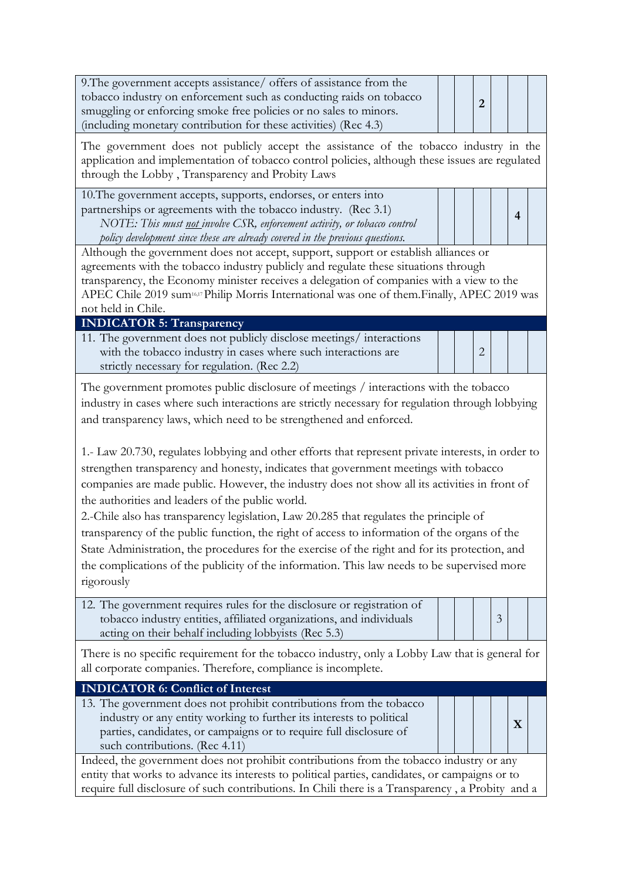| | | | | | | |
|---|---|---|---|---|---|---|
| 9.The government accepts assistance/ offers of assistance from the tobacco industry on enforcement such as conducting raids on tobacco smuggling or enforcing smoke free policies or no sales to minors. (including monetary contribution for these activities) (Rec 4.3) | | | **2** | | | |

The government does not publicly accept the assistance of the tobacco industry in the application and implementation of tobacco control policies, although these issues are regulated through the Lobby , Transparency and Probity Laws

| | | | | | | |
|---|---|---|---|---|---|---|
| 10.The government accepts, supports, endorses, or enters into partnerships or agreements with the tobacco industry. (Rec 3.1) *NOTE: This must not involve CSR, enforcement activity, or tobacco control policy development since these are already covered in the previous questions.* | | | | | **4** | |

Although the government does not accept, support, support or establish alliances or agreements with the tobacco industry publicly and regulate these situations through transparency, the Economy minister receives a delegation of companies with a view to the APEC Chile 2019 sum[16,17] Philip Morris International was one of them.Finally, APEC 2019 was not held in Chile.

**INDICATOR 5: Transparency**

| | | | | | | |
|---|---|---|---|---|---|---|
| 11. The government does not publicly disclose meetings/ interactions with the tobacco industry in cases where such interactions are strictly necessary for regulation. (Rec 2.2) | | | 2 | | | |

The government promotes public disclosure of meetings / interactions with the tobacco industry in cases where such interactions are strictly necessary for regulation through lobbying and transparency laws, which need to be strengthened and enforced.

1.- Law 20.730, regulates lobbying and other efforts that represent private interests, in order to strengthen transparency and honesty, indicates that government meetings with tobacco companies are made public. However, the industry does not show all its activities in front of the authorities and leaders of the public world.

2.-Chile also has transparency legislation, Law 20.285 that regulates the principle of transparency of the public function, the right of access to information of the organs of the State Administration, the procedures for the exercise of the right and for its protection, and the complications of the publicity of the information. This law needs to be supervised more rigorously

| | | | | | | |
|---|---|---|---|---|---|---|
| 12. The government requires rules for the disclosure or registration of tobacco industry entities, affiliated organizations, and individuals acting on their behalf including lobbyists (Rec 5.3) | | | | 3 | | |

There is no specific requirement for the tobacco industry, only a Lobby Law that is general for all corporate companies. Therefore, compliance is incomplete.

**INDICATOR 6: Conflict of Interest**

| | | | | | | |
|---|---|---|---|---|---|---|
| 13. The government does not prohibit contributions from the tobacco industry or any entity working to further its interests to political parties, candidates, or campaigns or to require full disclosure of such contributions. (Rec 4.11) | | | | | **X** | |

Indeed, the government does not prohibit contributions from the tobacco industry or any entity that works to advance its interests to political parties, candidates, or campaigns or to require full disclosure of such contributions. In Chili there is a Transparency , a Probity and a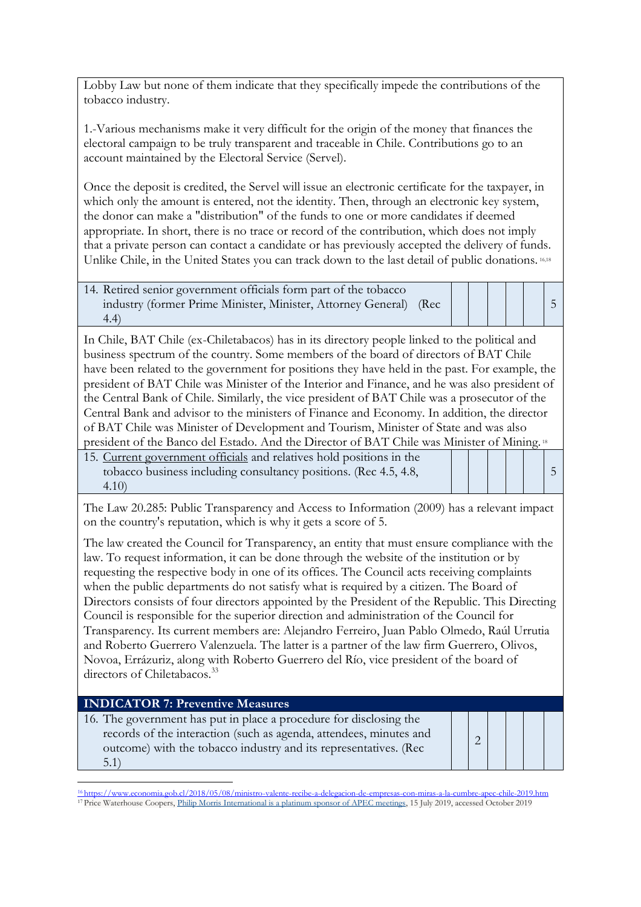Lobby Law but none of them indicate that they specifically impede the contributions of the tobacco industry.

1.-Various mechanisms make it very difficult for the origin of the money that finances the electoral campaign to be truly transparent and traceable in Chile. Contributions go to an account maintained by the Electoral Service (Servel).

Once the deposit is credited, the Servel will issue an electronic certificate for the taxpayer, in which only the amount is entered, not the identity. Then, through an electronic key system, the donor can make a "distribution" of the funds to one or more candidates if deemed appropriate. In short, there is no trace or record of the contribution, which does not imply that a private person can contact a candidate or has previously accepted the delivery of funds. Unlike Chile, in the United States you can track down to the last detail of public donations.[16,18]

| | 0 | 1 | 2 | 3 | 4 | 5 |
|---|---|---|---|---|---|---|
| 14. Retired senior government officials form part of the tobacco industry (former Prime Minister, Minister, Attorney General) (Rec 4.4) | | | | | | 5 |

In Chile, BAT Chile (ex-Chiletabacos) has in its directory people linked to the political and business spectrum of the country. Some members of the board of directors of BAT Chile have been related to the government for positions they have held in the past. For example, the president of BAT Chile was Minister of the Interior and Finance, and he was also president of the Central Bank of Chile. Similarly, the vice president of BAT Chile was a prosecutor of the Central Bank and advisor to the ministers of Finance and Economy. In addition, the director of BAT Chile was Minister of Development and Tourism, Minister of State and was also president of the Banco del Estado. And the Director of BAT Chile was Minister of Mining.[18]

| | 0 | 1 | 2 | 3 | 4 | 5 |
|---|---|---|---|---|---|---|
| 15. Current government officials and relatives hold positions in the tobacco business including consultancy positions. (Rec 4.5, 4.8, 4.10) | | | | | | 5 |

The Law 20.285: Public Transparency and Access to Information (2009) has a relevant impact on the country's reputation, which is why it gets a score of 5.

The law created the Council for Transparency, an entity that must ensure compliance with the law. To request information, it can be done through the website of the institution or by requesting the respective body in one of its offices. The Council acts receiving complaints when the public departments do not satisfy what is required by a citizen. The Board of Directors consists of four directors appointed by the President of the Republic. This Directing Council is responsible for the superior direction and administration of the Council for Transparency. Its current members are: Alejandro Ferreiro, Juan Pablo Olmedo, Raúl Urrutia and Roberto Guerrero Valenzuela. The latter is a partner of the law firm Guerrero, Olivos, Novoa, Errázuriz, along with Roberto Guerrero del Río, vice president of the board of directors of Chiletabacos.[33]

**INDICATOR 7: Preventive Measures**

| | 0 | 1 | 2 | 3 | 4 | 5 |
|---|---|---|---|---|---|---|
| 16. The government has put in place a procedure for disclosing the records of the interaction (such as agenda, attendees, minutes and outcome) with the tobacco industry and its representatives. (Rec 5.1) | | 2 | | | | |

---

[16] https://www.economia.gob.cl/2018/05/08/ministro-valente-recibe-a-delegacion-de-empresas-con-miras-a-la-cumbre-apec-chile-2019.htm

[17] Price Waterhouse Coopers, Philip Morris International is a platinum sponsor of APEC meetings, 15 July 2019, accessed October 2019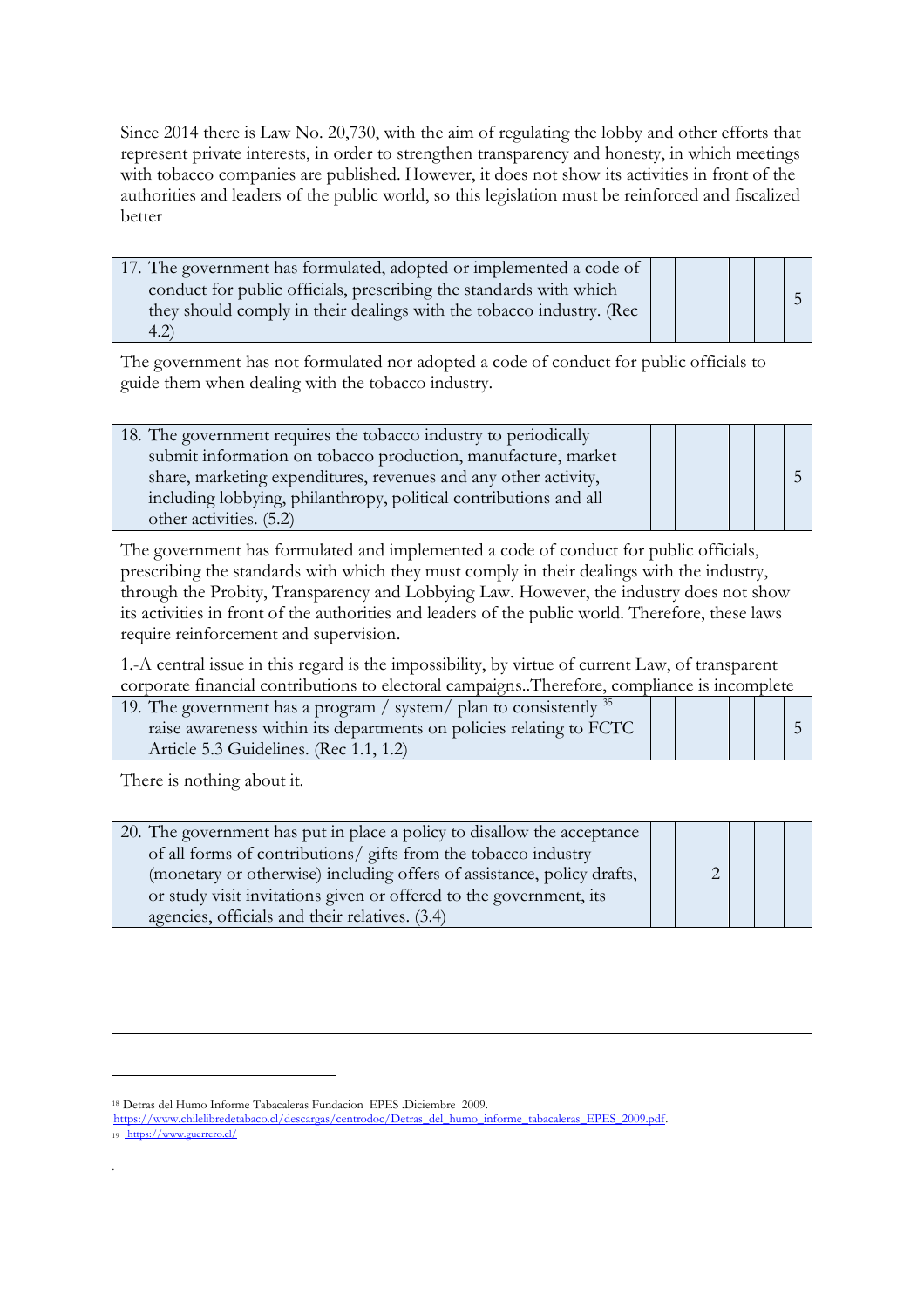| | | | | | | |
|---|---|---|---|---|---|---|
| Since 2014 there is Law No. 20,730, with the aim of regulating the lobby and other efforts that represent private interests, in order to strengthen transparency and honesty, in which meetings with tobacco companies are published. However, it does not show its activities in front of the authorities and leaders of the public world, so this legislation must be reinforced and fiscalized better | | | | | | |
| 17. The government has formulated, adopted or implemented a code of conduct for public officials, prescribing the standards with which they should comply in their dealings with the tobacco industry. (Rec 4.2) | | | | | | 5 |
| The government has not formulated nor adopted a code of conduct for public officials to guide them when dealing with the tobacco industry. | | | | | | |
| 18. The government requires the tobacco industry to periodically submit information on tobacco production, manufacture, market share, marketing expenditures, revenues and any other activity, including lobbying, philanthropy, political contributions and all other activities. (5.2) | | | | | | 5 |
| The government has formulated and implemented a code of conduct for public officials, prescribing the standards with which they must comply in their dealings with the industry, through the Probity, Transparency and Lobbying Law. However, the industry does not show its activities in front of the authorities and leaders of the public world. Therefore, these laws require reinforcement and supervision.<br><br>1.-A central issue in this regard is the impossibility, by virtue of current Law, of transparent corporate financial contributions to electoral campaigns..Therefore, compliance is incomplete | | | | | | |
| 19. The government has a program / system/ plan to consistently [35] raise awareness within its departments on policies relating to FCTC Article 5.3 Guidelines. (Rec 1.1, 1.2) | | | | | | 5 |
| There is nothing about it. | | | | | | |
| 20. The government has put in place a policy to disallow the acceptance of all forms of contributions/ gifts from the tobacco industry (monetary or otherwise) including offers of assistance, policy drafts, or study visit invitations given or offered to the government, its agencies, officials and their relatives. (3.4) | | | 2 | | | |
| | | | | | | |

[18] Detras del Humo Informe Tabacaleras Fundacion EPES .Diciembre 2009. https://www.chilelibredetabaco.cl/descargas/centrodoc/Detras_del_humo_informe_tabacaleras_EPES_2009.pdf.

[19] https://www.guerrero.cl/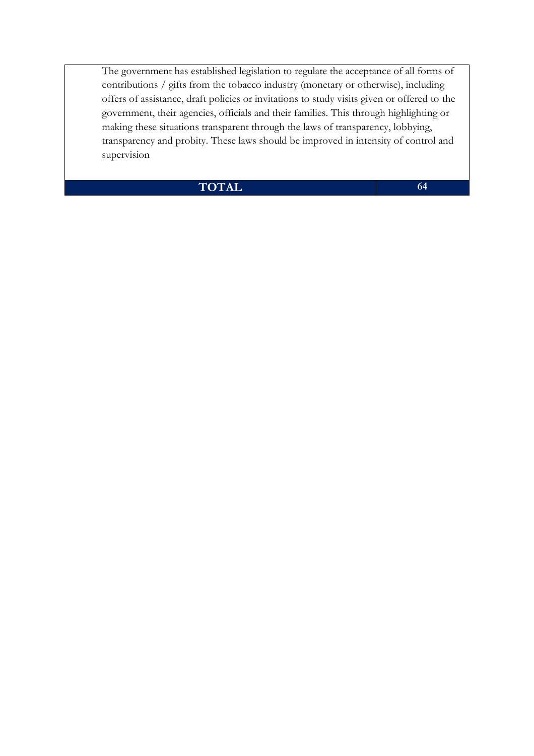| | |
|---|---|
| The government has established legislation to regulate the acceptance of all forms of contributions / gifts from the tobacco industry (monetary or otherwise), including offers of assistance, draft policies or invitations to study visits given or offered to the government, their agencies, officials and their families. This through highlighting or making these situations transparent through the laws of transparency, lobbying, transparency and probity. These laws should be improved in intensity of control and supervision | |
| **TOTAL** | **64** |